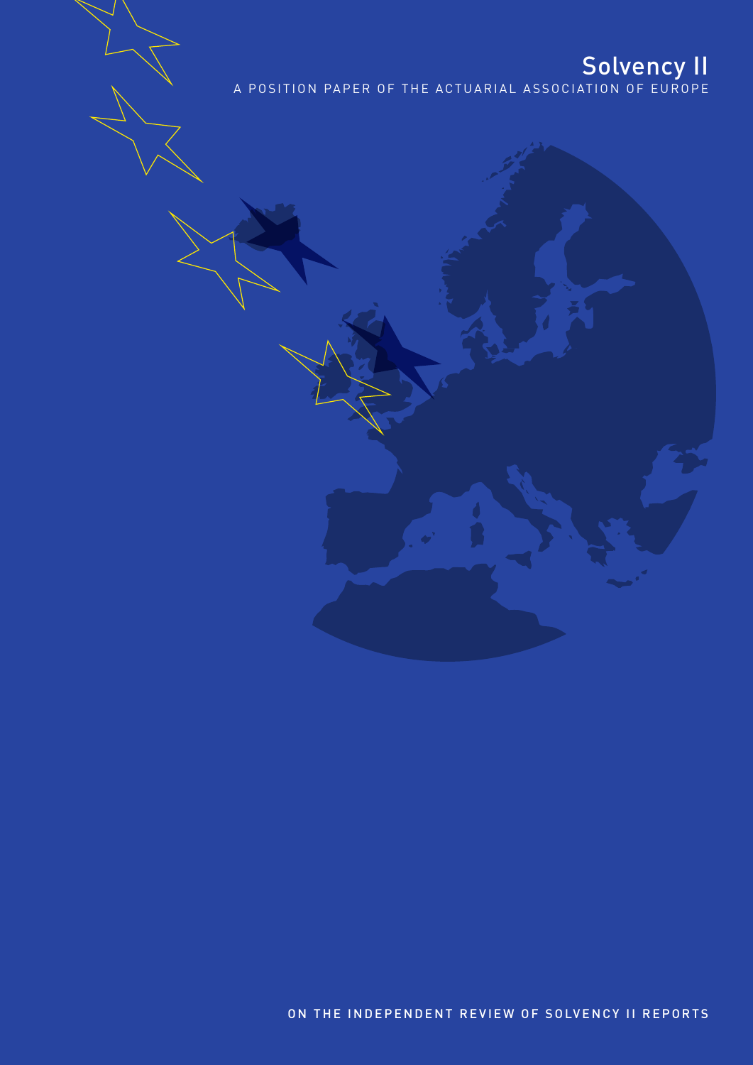# Solvency II

A POSITION PAPER OF THE ACTUARIAL ASSOCIATION OF EUROPE

ON THE INDEPENDENT REVIEW OF SOLVENCY II REPORTS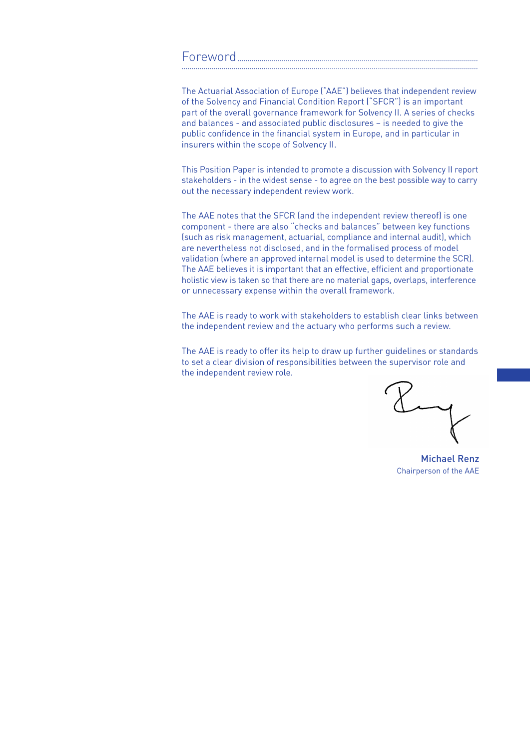# Foreword

The Actuarial Association of Europe ("AAE") believes that independent review of the Solvency and Financial Condition Report ("SFCR") is an important part of the overall governance framework for Solvency II. A series of checks and balances - and associated public disclosures – is needed to give the public confidence in the financial system in Europe, and in particular in insurers within the scope of Solvency II.

This Position Paper is intended to promote a discussion with Solvency II report stakeholders - in the widest sense - to agree on the best possible way to carry out the necessary independent review work.

The AAE notes that the SFCR (and the independent review thereof) is one component - there are also "checks and balances" between key functions (such as risk management, actuarial, compliance and internal audit), which are nevertheless not disclosed, and in the formalised process of model validation (where an approved internal model is used to determine the SCR). The AAE believes it is important that an effective, efficient and proportionate holistic view is taken so that there are no material gaps, overlaps, interference or unnecessary expense within the overall framework.

The AAE is ready to work with stakeholders to establish clear links between the independent review and the actuary who performs such a review.

The AAE is ready to offer its help to draw up further guidelines or standards to set a clear division of responsibilities between the supervisor role and the independent review role.

**Michael Renz**
Chairperson of the AAE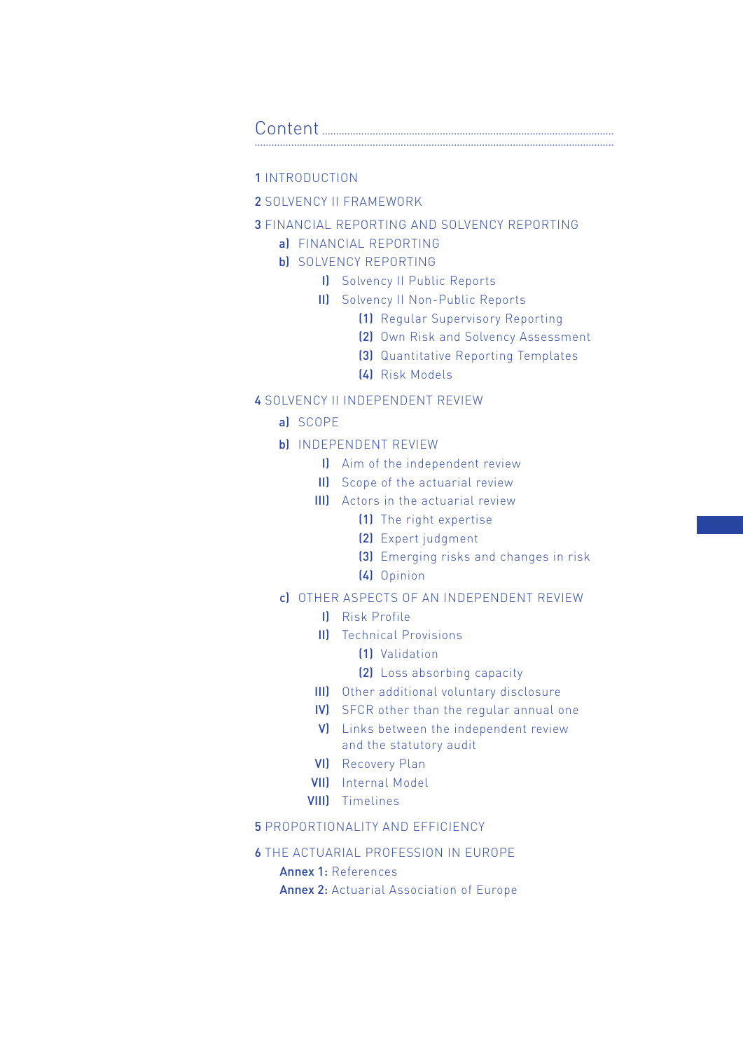# Content

1 INTRODUCTION

2 SOLVENCY II FRAMEWORK

3 FINANCIAL REPORTING AND SOLVENCY REPORTING
- a) FINANCIAL REPORTING
- b) SOLVENCY REPORTING
  - I) Solvency II Public Reports
  - II) Solvency II Non-Public Reports
    - (1) Regular Supervisory Reporting
    - (2) Own Risk and Solvency Assessment
    - (3) Quantitative Reporting Templates
    - (4) Risk Models

4 SOLVENCY II INDEPENDENT REVIEW
- a) SCOPE
- b) INDEPENDENT REVIEW
  - I) Aim of the independent review
  - II) Scope of the actuarial review
  - III) Actors in the actuarial review
    - (1) The right expertise
    - (2) Expert judgment
    - (3) Emerging risks and changes in risk
    - (4) Opinion
- c) OTHER ASPECTS OF AN INDEPENDENT REVIEW
  - I) Risk Profile
  - II) Technical Provisions
    - (1) Validation
    - (2) Loss absorbing capacity
  - III) Other additional voluntary disclosure
  - IV) SFCR other than the regular annual one
  - V) Links between the independent review and the statutory audit
  - VI) Recovery Plan
  - VII) Internal Model
  - VIII) Timelines

5 PROPORTIONALITY AND EFFICIENCY

6 THE ACTUARIAL PROFESSION IN EUROPE
- **Annex 1:** References
- **Annex 2:** Actuarial Association of Europe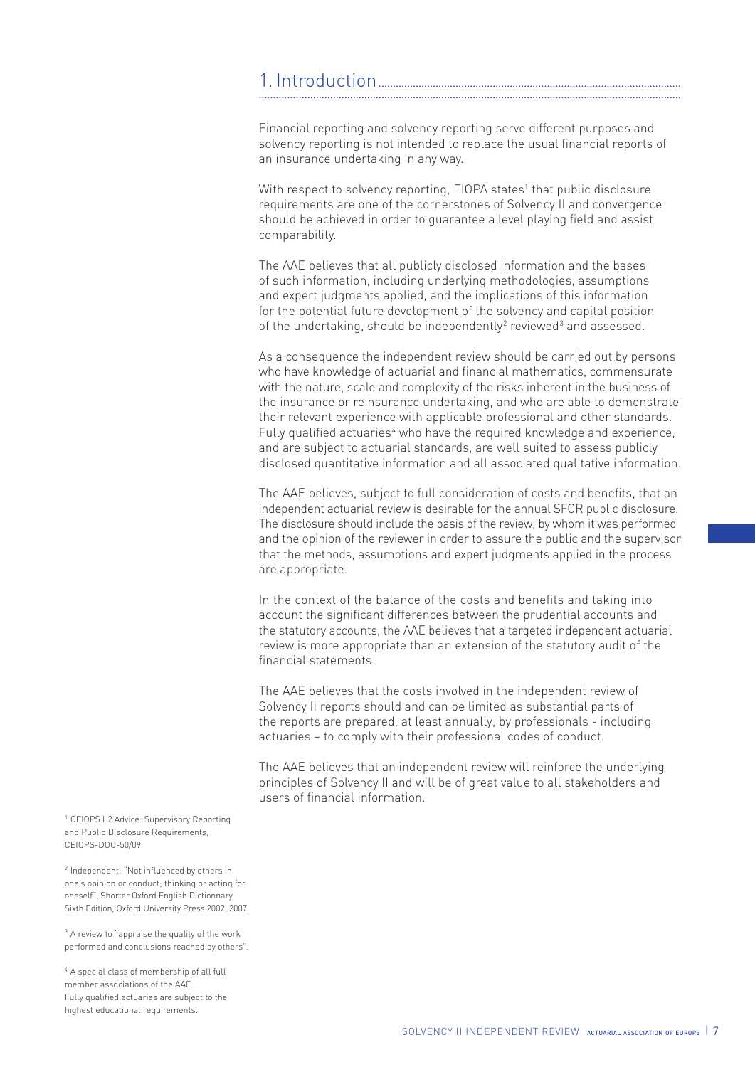# 1. Introduction

Financial reporting and solvency reporting serve different purposes and solvency reporting is not intended to replace the usual financial reports of an insurance undertaking in any way.

With respect to solvency reporting, EIOPA states[1] that public disclosure requirements are one of the cornerstones of Solvency II and convergence should be achieved in order to guarantee a level playing field and assist comparability.

The AAE believes that all publicly disclosed information and the bases of such information, including underlying methodologies, assumptions and expert judgments applied, and the implications of this information for the potential future development of the solvency and capital position of the undertaking, should be independently[2] reviewed[3] and assessed.

As a consequence the independent review should be carried out by persons who have knowledge of actuarial and financial mathematics, commensurate with the nature, scale and complexity of the risks inherent in the business of the insurance or reinsurance undertaking, and who are able to demonstrate their relevant experience with applicable professional and other standards. Fully qualified actuaries[4] who have the required knowledge and experience, and are subject to actuarial standards, are well suited to assess publicly disclosed quantitative information and all associated qualitative information.

The AAE believes, subject to full consideration of costs and benefits, that an independent actuarial review is desirable for the annual SFCR public disclosure. The disclosure should include the basis of the review, by whom it was performed and the opinion of the reviewer in order to assure the public and the supervisor that the methods, assumptions and expert judgments applied in the process are appropriate.

In the context of the balance of the costs and benefits and taking into account the significant differences between the prudential accounts and the statutory accounts, the AAE believes that a targeted independent actuarial review is more appropriate than an extension of the statutory audit of the financial statements.

The AAE believes that the costs involved in the independent review of Solvency II reports should and can be limited as substantial parts of the reports are prepared, at least annually, by professionals - including actuaries – to comply with their professional codes of conduct.

The AAE believes that an independent review will reinforce the underlying principles of Solvency II and will be of great value to all stakeholders and users of financial information.

[1] CEIOPS L2 Advice: Supervisory Reporting and Public Disclosure Requirements, CEIOPS-DOC-50/09

[2] Independent: "Not influenced by others in one's opinion or conduct; thinking or acting for oneself", Shorter Oxford English Dictionnary Sixth Edition, Oxford University Press 2002, 2007.

[3] A review to "appraise the quality of the work performed and conclusions reached by others".

[4] A special class of membership of all full member associations of the AAE. Fully qualified actuaries are subject to the highest educational requirements.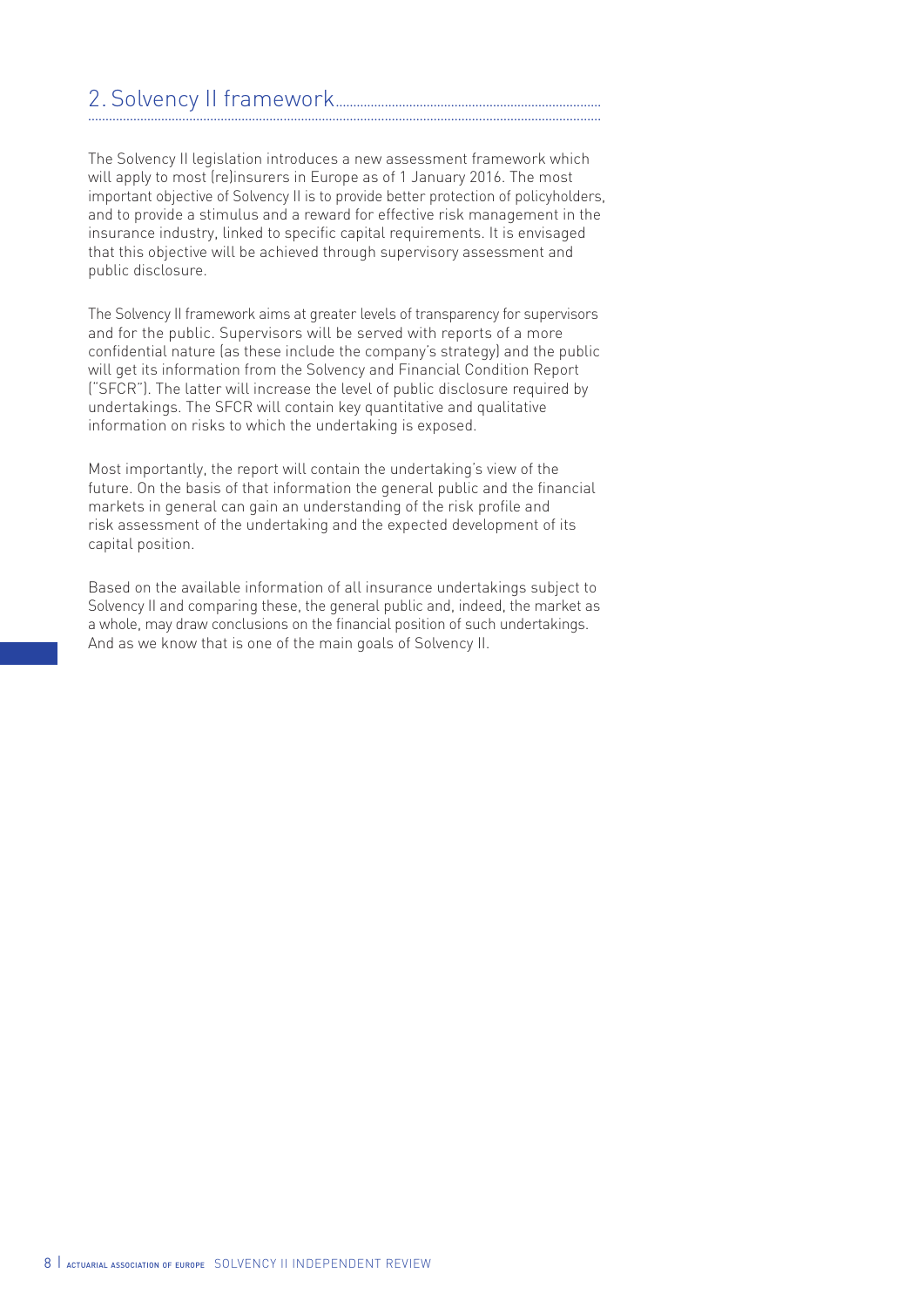## 2. Solvency II framework

The Solvency II legislation introduces a new assessment framework which will apply to most (re)insurers in Europe as of 1 January 2016. The most important objective of Solvency II is to provide better protection of policyholders, and to provide a stimulus and a reward for effective risk management in the insurance industry, linked to specific capital requirements. It is envisaged that this objective will be achieved through supervisory assessment and public disclosure.

The Solvency II framework aims at greater levels of transparency for supervisors and for the public. Supervisors will be served with reports of a more confidential nature (as these include the company's strategy) and the public will get its information from the Solvency and Financial Condition Report ("SFCR"). The latter will increase the level of public disclosure required by undertakings. The SFCR will contain key quantitative and qualitative information on risks to which the undertaking is exposed.

Most importantly, the report will contain the undertaking's view of the future. On the basis of that information the general public and the financial markets in general can gain an understanding of the risk profile and risk assessment of the undertaking and the expected development of its capital position.

Based on the available information of all insurance undertakings subject to Solvency II and comparing these, the general public and, indeed, the market as a whole, may draw conclusions on the financial position of such undertakings. And as we know that is one of the main goals of Solvency II.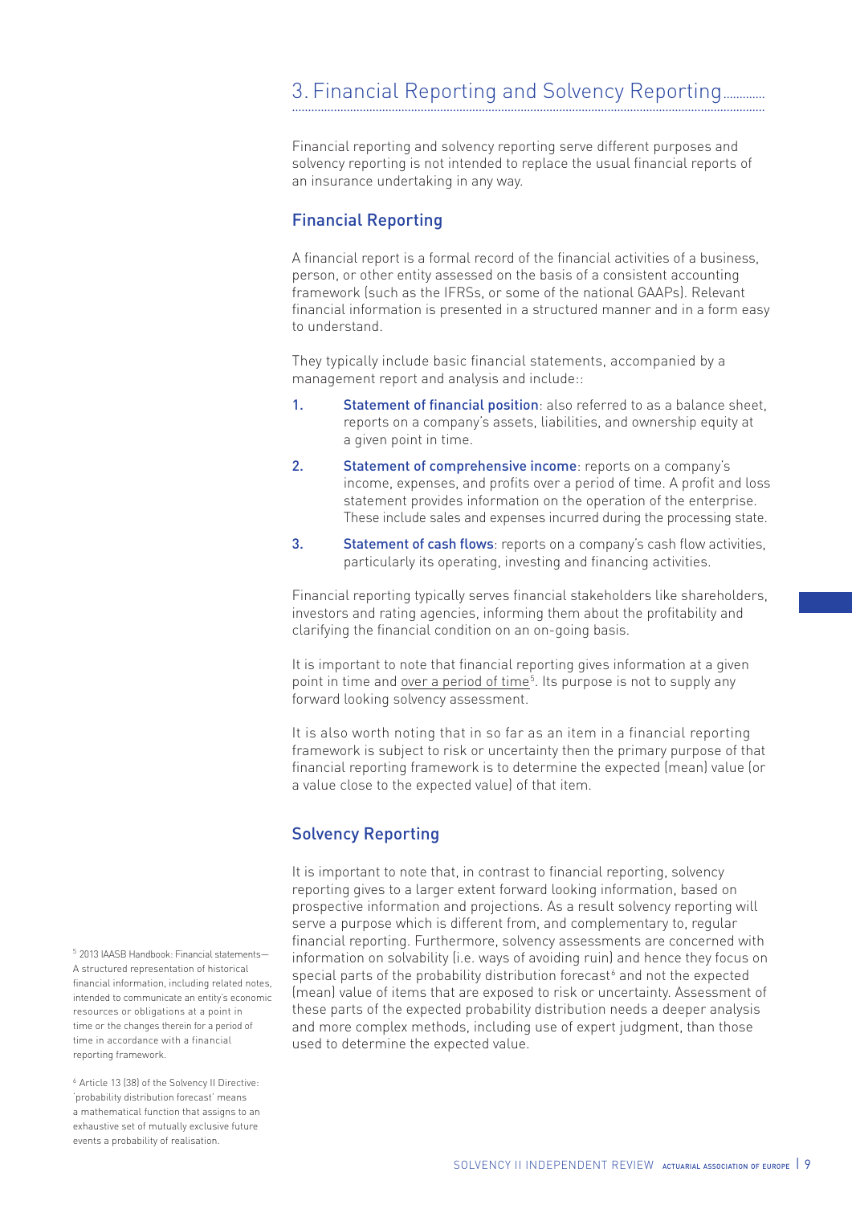## 3. Financial Reporting and Solvency Reporting

Financial reporting and solvency reporting serve different purposes and solvency reporting is not intended to replace the usual financial reports of an insurance undertaking in any way.

### Financial Reporting

A financial report is a formal record of the financial activities of a business, person, or other entity assessed on the basis of a consistent accounting framework (such as the IFRSs, or some of the national GAAPs). Relevant financial information is presented in a structured manner and in a form easy to understand.

They typically include basic financial statements, accompanied by a management report and analysis and include::

1. **Statement of financial position**: also referred to as a balance sheet, reports on a company's assets, liabilities, and ownership equity at a given point in time.
2. **Statement of comprehensive income**: reports on a company's income, expenses, and profits over a period of time. A profit and loss statement provides information on the operation of the enterprise. These include sales and expenses incurred during the processing state.
3. **Statement of cash flows**: reports on a company's cash flow activities, particularly its operating, investing and financing activities.

Financial reporting typically serves financial stakeholders like shareholders, investors and rating agencies, informing them about the profitability and clarifying the financial condition on an on-going basis.

It is important to note that financial reporting gives information at a given point in time and over a period of time[5]. Its purpose is not to supply any forward looking solvency assessment.

It is also worth noting that in so far as an item in a financial reporting framework is subject to risk or uncertainty then the primary purpose of that financial reporting framework is to determine the expected (mean) value (or a value close to the expected value) of that item.

### Solvency Reporting

It is important to note that, in contrast to financial reporting, solvency reporting gives to a larger extent forward looking information, based on prospective information and projections. As a result solvency reporting will serve a purpose which is different from, and complementary to, regular financial reporting. Furthermore, solvency assessments are concerned with information on solvability (i.e. ways of avoiding ruin) and hence they focus on special parts of the probability distribution forecast[6] and not the expected (mean) value of items that are exposed to risk or uncertainty. Assessment of these parts of the expected probability distribution needs a deeper analysis and more complex methods, including use of expert judgment, than those used to determine the expected value.

[5] 2013 IAASB Handbook: Financial statements—A structured representation of historical financial information, including related notes, intended to communicate an entity's economic resources or obligations at a point in time or the changes therein for a period of time in accordance with a financial reporting framework.

[6] Article 13 (38) of the Solvency II Directive: 'probability distribution forecast' means a mathematical function that assigns to an exhaustive set of mutually exclusive future events a probability of realisation.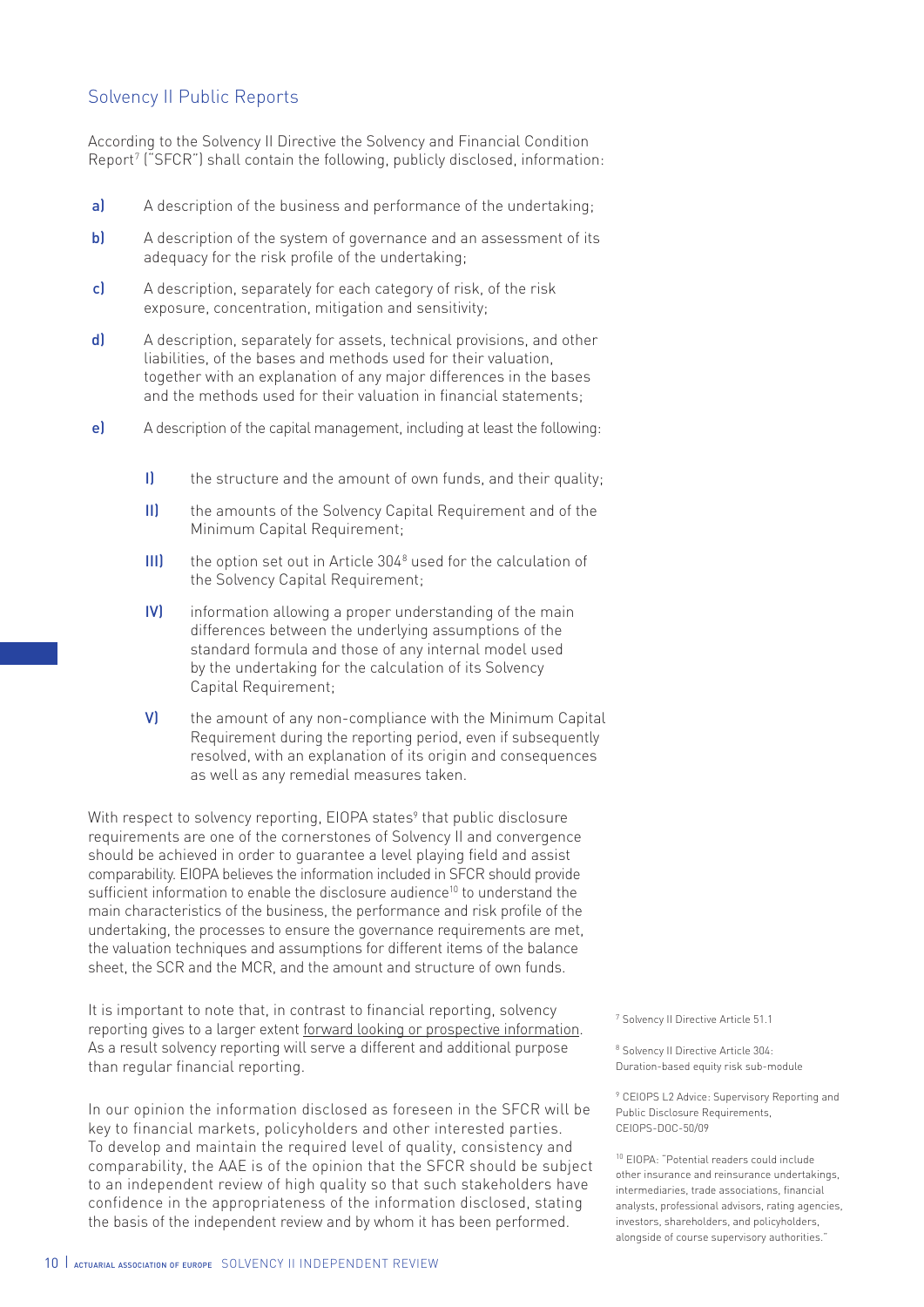## Solvency II Public Reports

According to the Solvency II Directive the Solvency and Financial Condition Report[7] ("SFCR") shall contain the following, publicly disclosed, information:

a) A description of the business and performance of the undertaking;

b) A description of the system of governance and an assessment of its adequacy for the risk profile of the undertaking;

c) A description, separately for each category of risk, of the risk exposure, concentration, mitigation and sensitivity;

d) A description, separately for assets, technical provisions, and other liabilities, of the bases and methods used for their valuation, together with an explanation of any major differences in the bases and the methods used for their valuation in financial statements;

e) A description of the capital management, including at least the following:

   I) the structure and the amount of own funds, and their quality;

   II) the amounts of the Solvency Capital Requirement and of the Minimum Capital Requirement;

   III) the option set out in Article 304[8] used for the calculation of the Solvency Capital Requirement;

   IV) information allowing a proper understanding of the main differences between the underlying assumptions of the standard formula and those of any internal model used by the undertaking for the calculation of its Solvency Capital Requirement;

   V) the amount of any non-compliance with the Minimum Capital Requirement during the reporting period, even if subsequently resolved, with an explanation of its origin and consequences as well as any remedial measures taken.

With respect to solvency reporting, EIOPA states[9] that public disclosure requirements are one of the cornerstones of Solvency II and convergence should be achieved in order to guarantee a level playing field and assist comparability. EIOPA believes the information included in SFCR should provide sufficient information to enable the disclosure audience[10] to understand the main characteristics of the business, the performance and risk profile of the undertaking, the processes to ensure the governance requirements are met, the valuation techniques and assumptions for different items of the balance sheet, the SCR and the MCR, and the amount and structure of own funds.

It is important to note that, in contrast to financial reporting, solvency reporting gives to a larger extent forward looking or prospective information. As a result solvency reporting will serve a different and additional purpose than regular financial reporting.

In our opinion the information disclosed as foreseen in the SFCR will be key to financial markets, policyholders and other interested parties. To develop and maintain the required level of quality, consistency and comparability, the AAE is of the opinion that the SFCR should be subject to an independent review of high quality so that such stakeholders have confidence in the appropriateness of the information disclosed, stating the basis of the independent review and by whom it has been performed.

[7] Solvency II Directive Article 51.1

[8] Solvency II Directive Article 304: Duration-based equity risk sub-module

[9] CEIOPS L2 Advice: Supervisory Reporting and Public Disclosure Requirements, CEIOPS-DOC-50/09

[10] EIOPA: "Potential readers could include other insurance and reinsurance undertakings, intermediaries, trade associations, financial analysts, professional advisors, rating agencies, investors, shareholders, and policyholders, alongside of course supervisory authorities."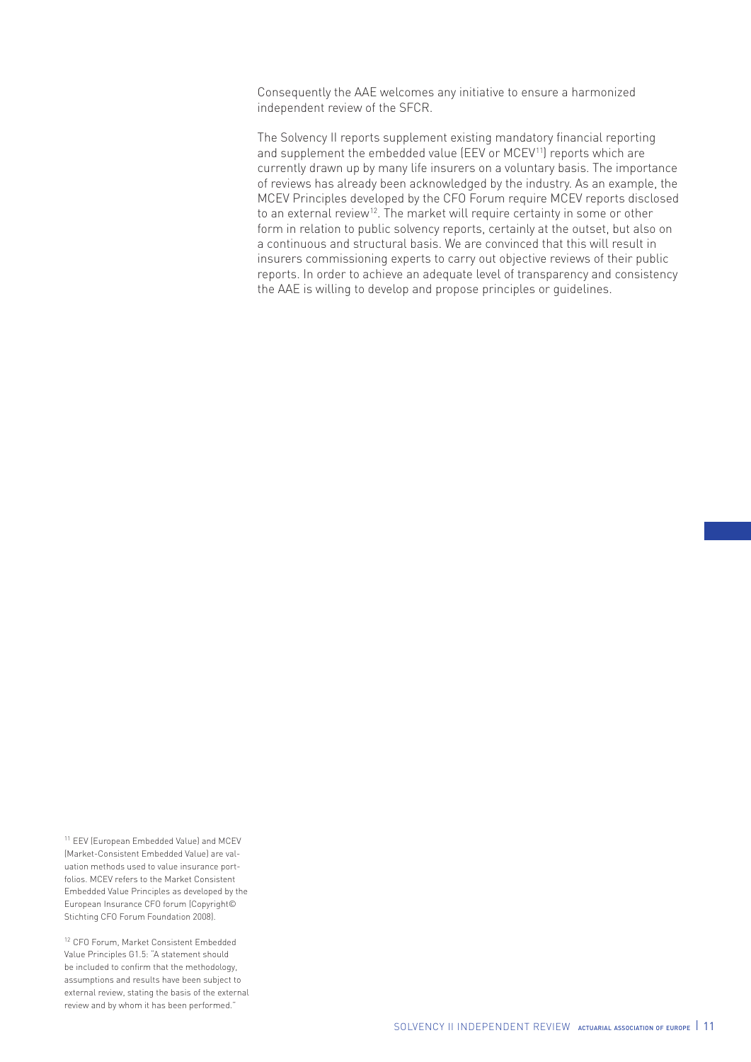Consequently the AAE welcomes any initiative to ensure a harmonized independent review of the SFCR.

The Solvency II reports supplement existing mandatory financial reporting and supplement the embedded value (EEV or MCEV[11]) reports which are currently drawn up by many life insurers on a voluntary basis. The importance of reviews has already been acknowledged by the industry. As an example, the MCEV Principles developed by the CFO Forum require MCEV reports disclosed to an external review[12]. The market will require certainty in some or other form in relation to public solvency reports, certainly at the outset, but also on a continuous and structural basis. We are convinced that this will result in insurers commissioning experts to carry out objective reviews of their public reports. In order to achieve an adequate level of transparency and consistency the AAE is willing to develop and propose principles or guidelines.

[11] EEV (European Embedded Value) and MCEV (Market-Consistent Embedded Value) are valuation methods used to value insurance portfolios. MCEV refers to the Market Consistent Embedded Value Principles as developed by the European Insurance CFO forum (Copyright© Stichting CFO Forum Foundation 2008).

[12] CFO Forum, Market Consistent Embedded Value Principles G1.5: "A statement should be included to confirm that the methodology, assumptions and results have been subject to external review, stating the basis of the external review and by whom it has been performed."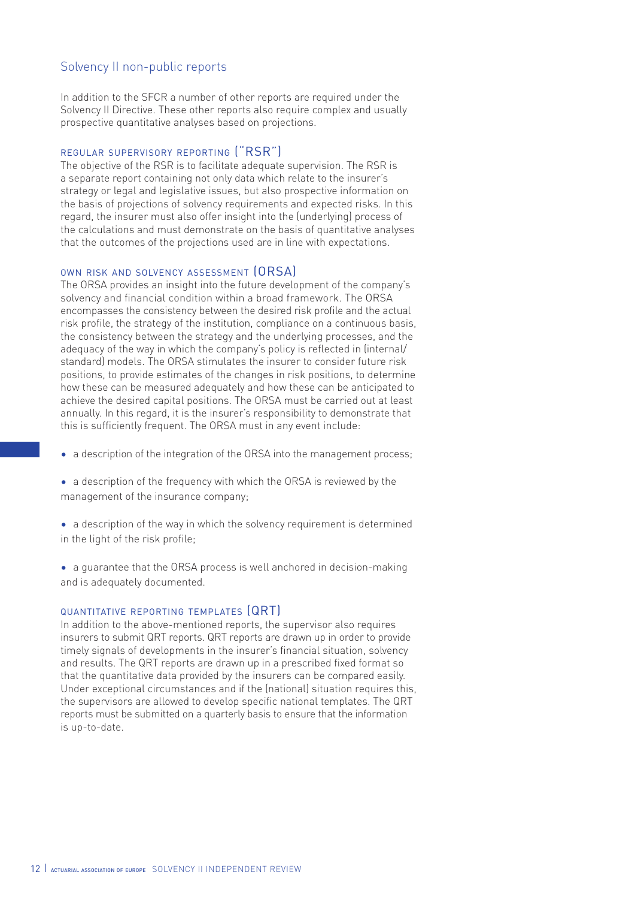## Solvency II non-public reports

In addition to the SFCR a number of other reports are required under the Solvency II Directive. These other reports also require complex and usually prospective quantitative analyses based on projections.

### Regular Supervisory Reporting ("RSR")

The objective of the RSR is to facilitate adequate supervision. The RSR is a separate report containing not only data which relate to the insurer's strategy or legal and legislative issues, but also prospective information on the basis of projections of solvency requirements and expected risks. In this regard, the insurer must also offer insight into the (underlying) process of the calculations and must demonstrate on the basis of quantitative analyses that the outcomes of the projections used are in line with expectations.

### Own Risk and Solvency Assessment (ORSA)

The ORSA provides an insight into the future development of the company's solvency and financial condition within a broad framework. The ORSA encompasses the consistency between the desired risk profile and the actual risk profile, the strategy of the institution, compliance on a continuous basis, the consistency between the strategy and the underlying processes, and the adequacy of the way in which the company's policy is reflected in (internal/standard) models. The ORSA stimulates the insurer to consider future risk positions, to provide estimates of the changes in risk positions, to determine how these can be measured adequately and how these can be anticipated to achieve the desired capital positions. The ORSA must be carried out at least annually. In this regard, it is the insurer's responsibility to demonstrate that this is sufficiently frequent. The ORSA must in any event include:

- a description of the integration of the ORSA into the management process;
- a description of the frequency with which the ORSA is reviewed by the management of the insurance company;
- a description of the way in which the solvency requirement is determined in the light of the risk profile;
- a guarantee that the ORSA process is well anchored in decision-making and is adequately documented.

### Quantitative Reporting Templates (QRT)

In addition to the above-mentioned reports, the supervisor also requires insurers to submit QRT reports. QRT reports are drawn up in order to provide timely signals of developments in the insurer's financial situation, solvency and results. The QRT reports are drawn up in a prescribed fixed format so that the quantitative data provided by the insurers can be compared easily. Under exceptional circumstances and if the (national) situation requires this, the supervisors are allowed to develop specific national templates. The QRT reports must be submitted on a quarterly basis to ensure that the information is up-to-date.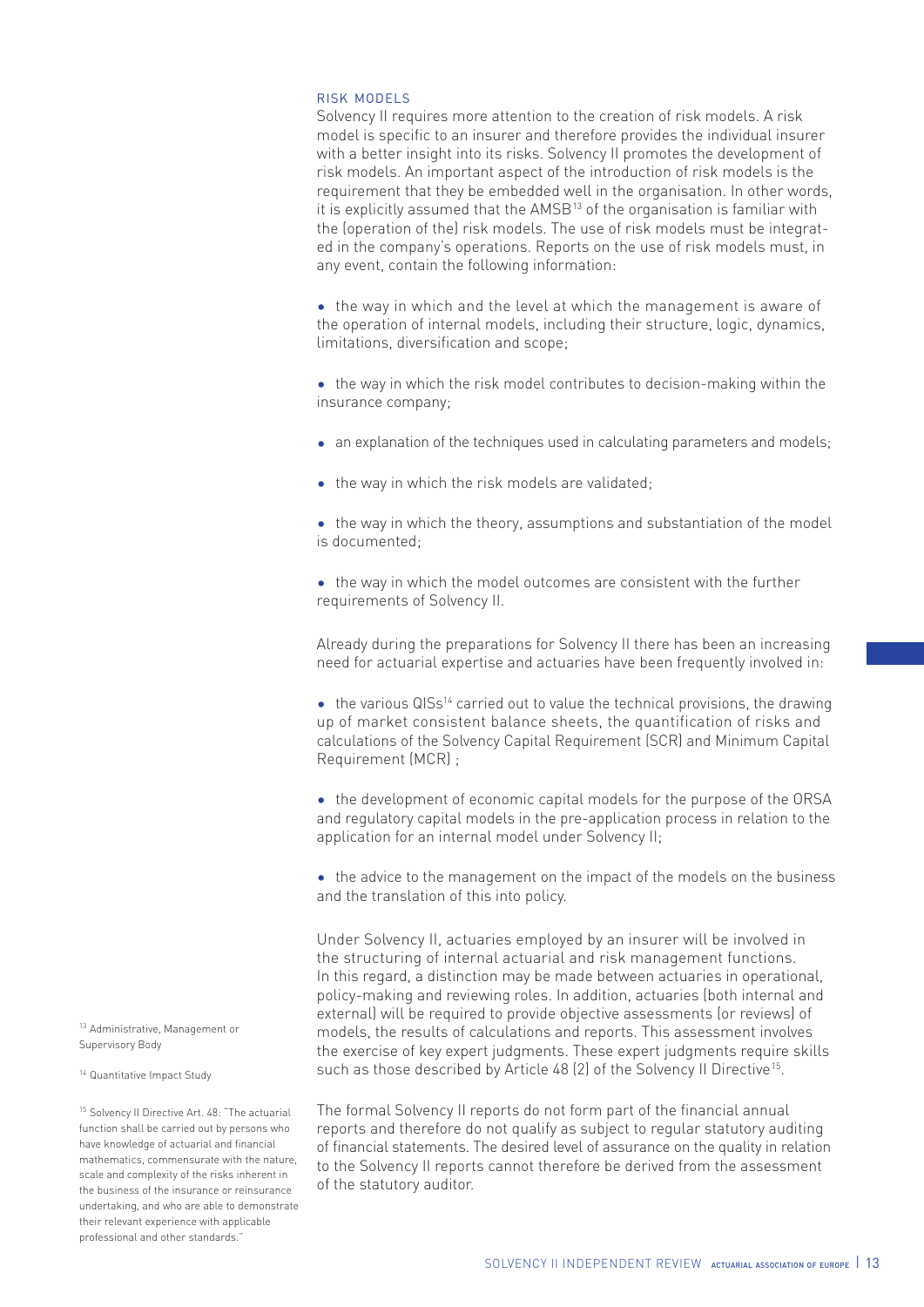### RISK MODELS

Solvency II requires more attention to the creation of risk models. A risk model is specific to an insurer and therefore provides the individual insurer with a better insight into its risks. Solvency II promotes the development of risk models. An important aspect of the introduction of risk models is the requirement that they be embedded well in the organisation. In other words, it is explicitly assumed that the AMSB[13] of the organisation is familiar with the (operation of the) risk models. The use of risk models must be integrated in the company's operations. Reports on the use of risk models must, in any event, contain the following information:

- the way in which and the level at which the management is aware of the operation of internal models, including their structure, logic, dynamics, limitations, diversification and scope;
- the way in which the risk model contributes to decision-making within the insurance company;
- an explanation of the techniques used in calculating parameters and models;
- the way in which the risk models are validated;
- the way in which the theory, assumptions and substantiation of the model is documented;
- the way in which the model outcomes are consistent with the further requirements of Solvency II.

Already during the preparations for Solvency II there has been an increasing need for actuarial expertise and actuaries have been frequently involved in:

- the various QISs[14] carried out to value the technical provisions, the drawing up of market consistent balance sheets, the quantification of risks and calculations of the Solvency Capital Requirement (SCR) and Minimum Capital Requirement (MCR) ;
- the development of economic capital models for the purpose of the ORSA and regulatory capital models in the pre-application process in relation to the application for an internal model under Solvency II;
- the advice to the management on the impact of the models on the business and the translation of this into policy.

Under Solvency II, actuaries employed by an insurer will be involved in the structuring of internal actuarial and risk management functions. In this regard, a distinction may be made between actuaries in operational, policy-making and reviewing roles. In addition, actuaries (both internal and external) will be required to provide objective assessments (or reviews) of models, the results of calculations and reports. This assessment involves the exercise of key expert judgments. These expert judgments require skills such as those described by Article 48 (2) of the Solvency II Directive[15].

The formal Solvency II reports do not form part of the financial annual reports and therefore do not qualify as subject to regular statutory auditing of financial statements. The desired level of assurance on the quality in relation to the Solvency II reports cannot therefore be derived from the assessment of the statutory auditor.

[13] Administrative, Management or Supervisory Body

[14] Quantitative Impact Study

[15] Solvency II Directive Art. 48: "The actuarial function shall be carried out by persons who have knowledge of actuarial and financial mathematics, commensurate with the nature, scale and complexity of the risks inherent in the business of the insurance or reinsurance undertaking, and who are able to demonstrate their relevant experience with applicable professional and other standards."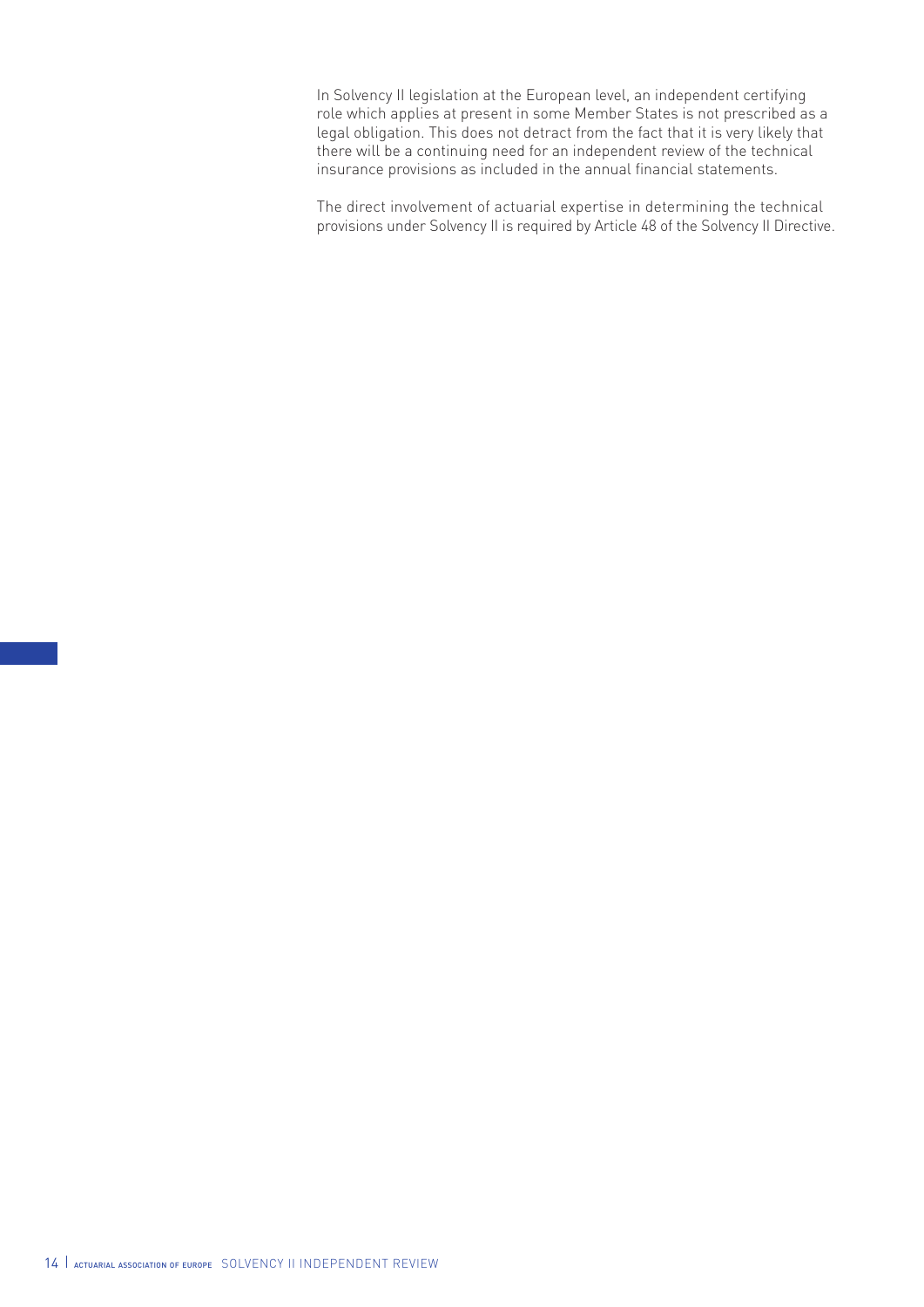In Solvency II legislation at the European level, an independent certifying role which applies at present in some Member States is not prescribed as a legal obligation. This does not detract from the fact that it is very likely that there will be a continuing need for an independent review of the technical insurance provisions as included in the annual financial statements.

The direct involvement of actuarial expertise in determining the technical provisions under Solvency II is required by Article 48 of the Solvency II Directive.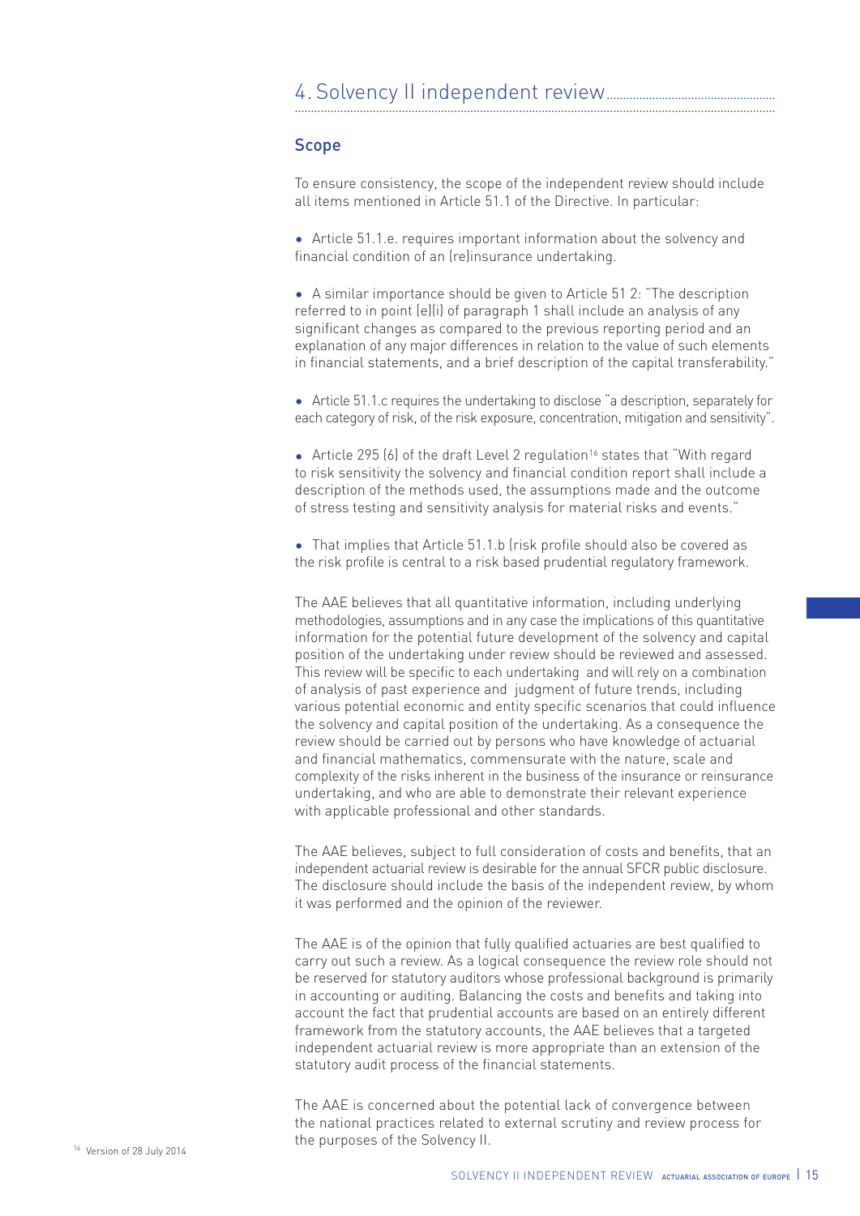# 4. Solvency II independent review

## Scope

To ensure consistency, the scope of the independent review should include all items mentioned in Article 51.1 of the Directive. In particular:

- Article 51.1.e. requires important information about the solvency and financial condition of an (re)insurance undertaking.

- A similar importance should be given to Article 51 2: "The description referred to in point (e)(i) of paragraph 1 shall include an analysis of any significant changes as compared to the previous reporting period and an explanation of any major differences in relation to the value of such elements in financial statements, and a brief description of the capital transferability."

- Article 51.1.c requires the undertaking to disclose "a description, separately for each category of risk, of the risk exposure, concentration, mitigation and sensitivity".

- Article 295 (6) of the draft Level 2 regulation[16] states that "With regard to risk sensitivity the solvency and financial condition report shall include a description of the methods used, the assumptions made and the outcome of stress testing and sensitivity analysis for material risks and events."

- That implies that Article 51.1.b (risk profile should also be covered as the risk profile is central to a risk based prudential regulatory framework.

The AAE believes that all quantitative information, including underlying methodologies, assumptions and in any case the implications of this quantitative information for the potential future development of the solvency and capital position of the undertaking under review should be reviewed and assessed. This review will be specific to each undertaking and will rely on a combination of analysis of past experience and judgment of future trends, including various potential economic and entity specific scenarios that could influence the solvency and capital position of the undertaking. As a consequence the review should be carried out by persons who have knowledge of actuarial and financial mathematics, commensurate with the nature, scale and complexity of the risks inherent in the business of the insurance or reinsurance undertaking, and who are able to demonstrate their relevant experience with applicable professional and other standards.

The AAE believes, subject to full consideration of costs and benefits, that an independent actuarial review is desirable for the annual SFCR public disclosure. The disclosure should include the basis of the independent review, by whom it was performed and the opinion of the reviewer.

The AAE is of the opinion that fully qualified actuaries are best qualified to carry out such a review. As a logical consequence the review role should not be reserved for statutory auditors whose professional background is primarily in accounting or auditing. Balancing the costs and benefits and taking into account the fact that prudential accounts are based on an entirely different framework from the statutory accounts, the AAE believes that a targeted independent actuarial review is more appropriate than an extension of the statutory audit process of the financial statements.

The AAE is concerned about the potential lack of convergence between the national practices related to external scrutiny and review process for the purposes of the Solvency II.

[16] Version of 28 July 2014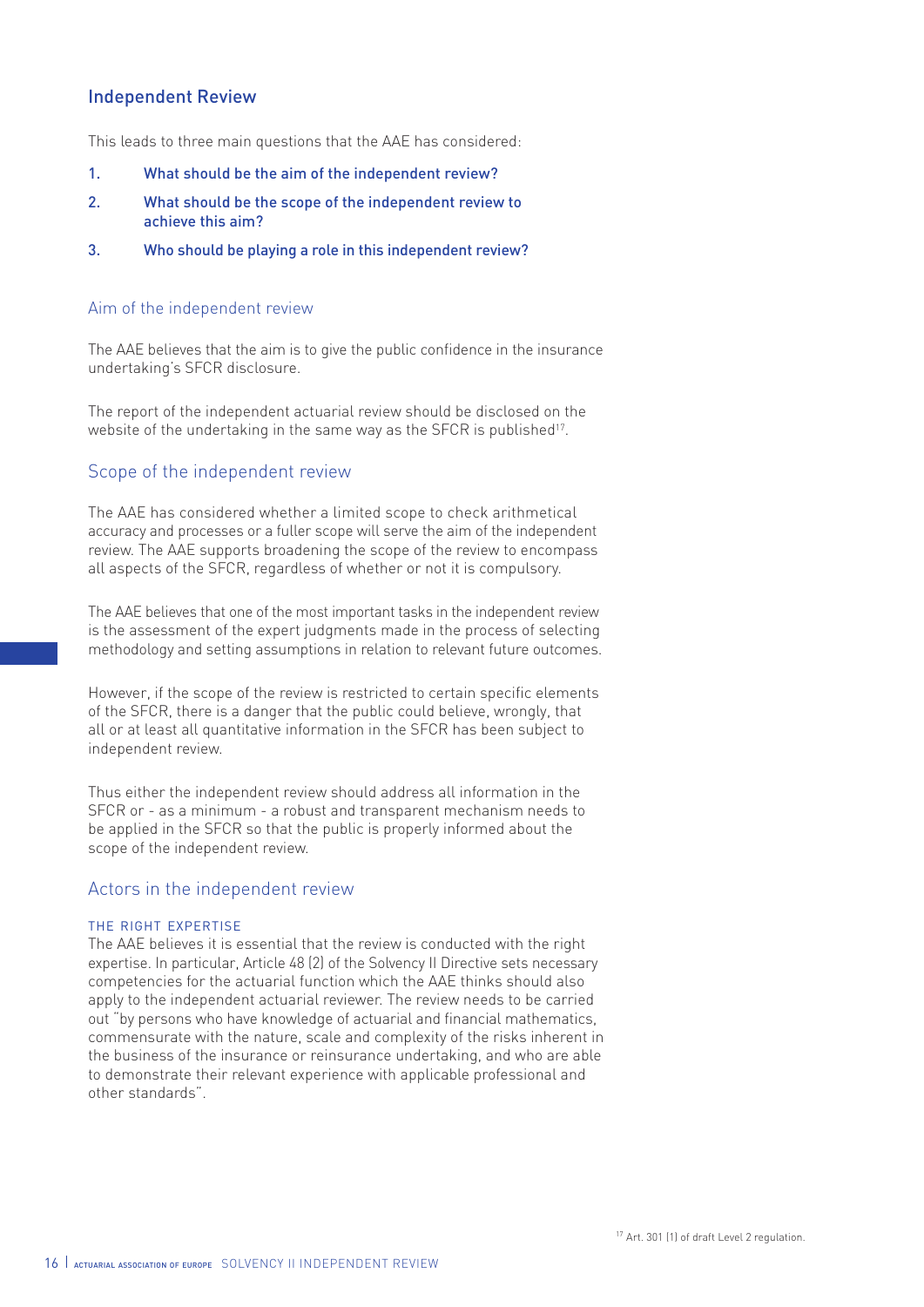## Independent Review

This leads to three main questions that the AAE has considered:

1. **What should be the aim of the independent review?**
2. **What should be the scope of the independent review to achieve this aim?**
3. **Who should be playing a role in this independent review?**

### Aim of the independent review

The AAE believes that the aim is to give the public confidence in the insurance undertaking's SFCR disclosure.

The report of the independent actuarial review should be disclosed on the website of the undertaking in the same way as the SFCR is published[17].

### Scope of the independent review

The AAE has considered whether a limited scope to check arithmetical accuracy and processes or a fuller scope will serve the aim of the independent review. The AAE supports broadening the scope of the review to encompass all aspects of the SFCR, regardless of whether or not it is compulsory.

The AAE believes that one of the most important tasks in the independent review is the assessment of the expert judgments made in the process of selecting methodology and setting assumptions in relation to relevant future outcomes.

However, if the scope of the review is restricted to certain specific elements of the SFCR, there is a danger that the public could believe, wrongly, that all or at least all quantitative information in the SFCR has been subject to independent review.

Thus either the independent review should address all information in the SFCR or - as a minimum - a robust and transparent mechanism needs to be applied in the SFCR so that the public is properly informed about the scope of the independent review.

### Actors in the independent review

#### THE RIGHT EXPERTISE

The AAE believes it is essential that the review is conducted with the right expertise. In particular, Article 48 (2) of the Solvency II Directive sets necessary competencies for the actuarial function which the AAE thinks should also apply to the independent actuarial reviewer. The review needs to be carried out "by persons who have knowledge of actuarial and financial mathematics, commensurate with the nature, scale and complexity of the risks inherent in the business of the insurance or reinsurance undertaking, and who are able to demonstrate their relevant experience with applicable professional and other standards".

[17] Art. 301 (1) of draft Level 2 regulation.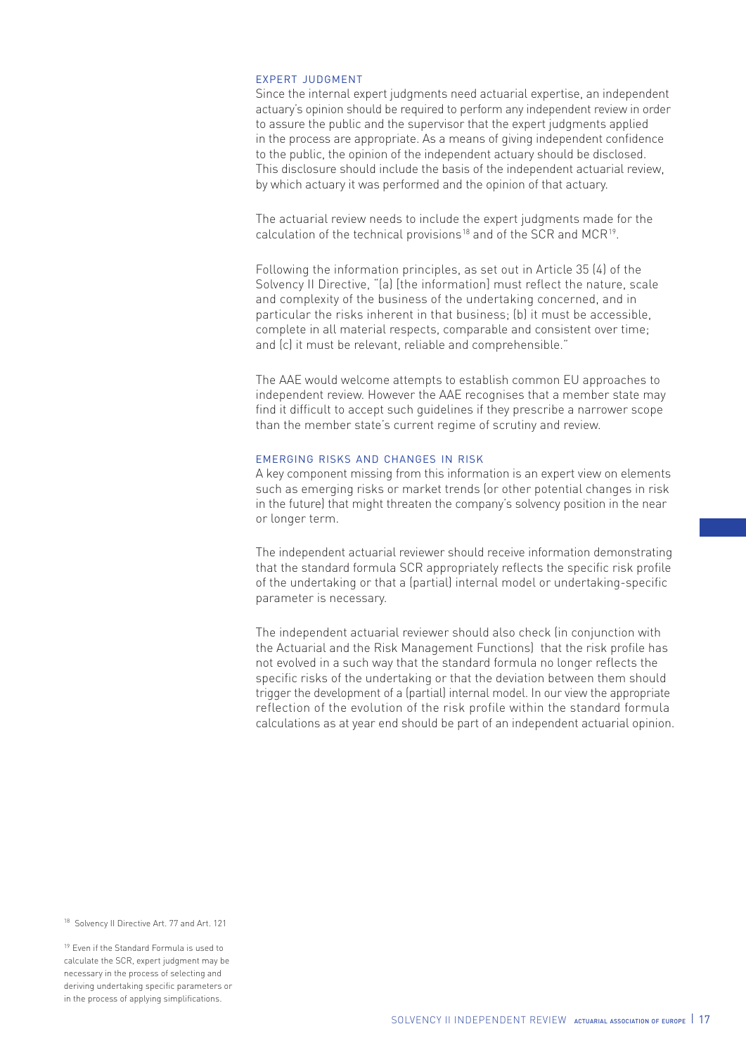### EXPERT JUDGMENT

Since the internal expert judgments need actuarial expertise, an independent actuary's opinion should be required to perform any independent review in order to assure the public and the supervisor that the expert judgments applied in the process are appropriate. As a means of giving independent confidence to the public, the opinion of the independent actuary should be disclosed. This disclosure should include the basis of the independent actuarial review, by which actuary it was performed and the opinion of that actuary.

The actuarial review needs to include the expert judgments made for the calculation of the technical provisions[18] and of the SCR and MCR[19].

Following the information principles, as set out in Article 35 (4) of the Solvency II Directive, "(a) [the information] must reflect the nature, scale and complexity of the business of the undertaking concerned, and in particular the risks inherent in that business; (b) it must be accessible, complete in all material respects, comparable and consistent over time; and (c) it must be relevant, reliable and comprehensible."

The AAE would welcome attempts to establish common EU approaches to independent review. However the AAE recognises that a member state may find it difficult to accept such guidelines if they prescribe a narrower scope than the member state's current regime of scrutiny and review.

### EMERGING RISKS AND CHANGES IN RISK

A key component missing from this information is an expert view on elements such as emerging risks or market trends (or other potential changes in risk in the future) that might threaten the company's solvency position in the near or longer term.

The independent actuarial reviewer should receive information demonstrating that the standard formula SCR appropriately reflects the specific risk profile of the undertaking or that a (partial) internal model or undertaking-specific parameter is necessary.

The independent actuarial reviewer should also check (in conjunction with the Actuarial and the Risk Management Functions) that the risk profile has not evolved in a such way that the standard formula no longer reflects the specific risks of the undertaking or that the deviation between them should trigger the development of a (partial) internal model. In our view the appropriate reflection of the evolution of the risk profile within the standard formula calculations as at year end should be part of an independent actuarial opinion.

[18] Solvency II Directive Art. 77 and Art. 121

[19] Even if the Standard Formula is used to calculate the SCR, expert judgment may be necessary in the process of selecting and deriving undertaking specific parameters or in the process of applying simplifications.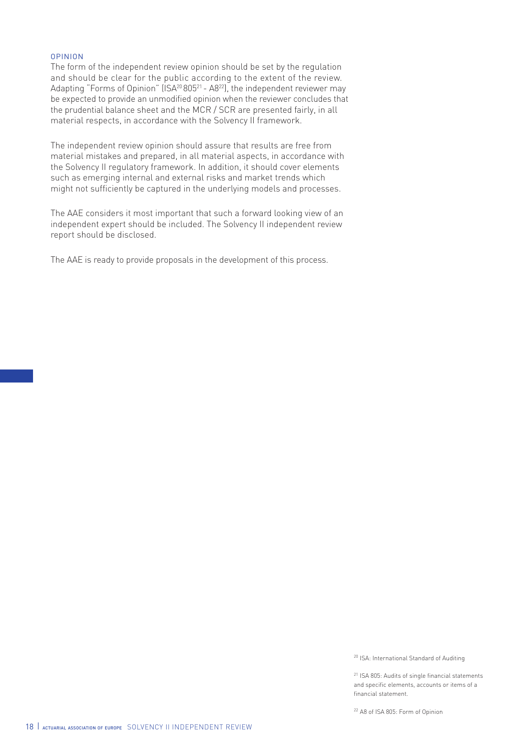### OPINION

The form of the independent review opinion should be set by the regulation and should be clear for the public according to the extent of the review. Adapting "Forms of Opinion" (ISA[20] 805[21] - A8[22]), the independent reviewer may be expected to provide an unmodified opinion when the reviewer concludes that the prudential balance sheet and the MCR / SCR are presented fairly, in all material respects, in accordance with the Solvency II framework.

The independent review opinion should assure that results are free from material mistakes and prepared, in all material aspects, in accordance with the Solvency II regulatory framework. In addition, it should cover elements such as emerging internal and external risks and market trends which might not sufficiently be captured in the underlying models and processes.

The AAE considers it most important that such a forward looking view of an independent expert should be included. The Solvency II independent review report should be disclosed.

The AAE is ready to provide proposals in the development of this process.

[20] ISA: International Standard of Auditing

[21] ISA 805: Audits of single financial statements and specific elements, accounts or items of a financial statement.

[22] A8 of ISA 805: Form of Opinion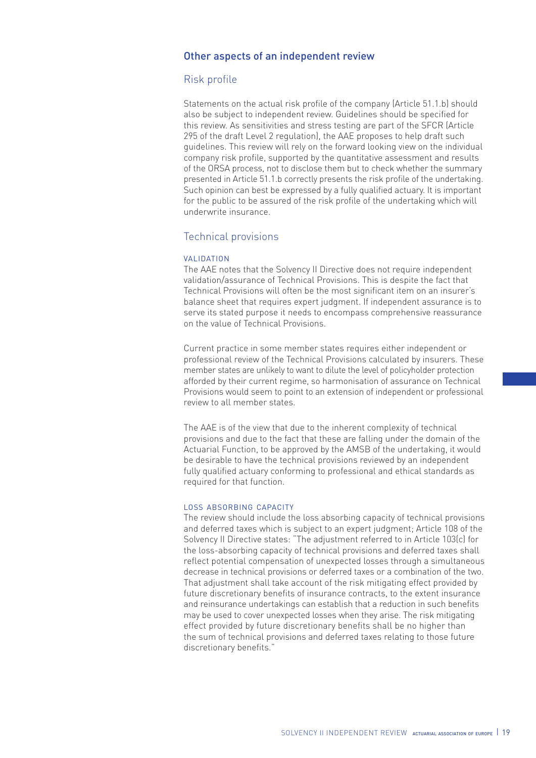## Other aspects of an independent review

### Risk profile

Statements on the actual risk profile of the company (Article 51.1.b) should also be subject to independent review. Guidelines should be specified for this review. As sensitivities and stress testing are part of the SFCR (Article 295 of the draft Level 2 regulation), the AAE proposes to help draft such guidelines. This review will rely on the forward looking view on the individual company risk profile, supported by the quantitative assessment and results of the ORSA process, not to disclose them but to check whether the summary presented in Article 51.1.b correctly presents the risk profile of the undertaking. Such opinion can best be expressed by a fully qualified actuary. It is important for the public to be assured of the risk profile of the undertaking which will underwrite insurance.

### Technical provisions

#### VALIDATION

The AAE notes that the Solvency II Directive does not require independent validation/assurance of Technical Provisions. This is despite the fact that Technical Provisions will often be the most significant item on an insurer's balance sheet that requires expert judgment. If independent assurance is to serve its stated purpose it needs to encompass comprehensive reassurance on the value of Technical Provisions.

Current practice in some member states requires either independent or professional review of the Technical Provisions calculated by insurers. These member states are unlikely to want to dilute the level of policyholder protection afforded by their current regime, so harmonisation of assurance on Technical Provisions would seem to point to an extension of independent or professional review to all member states.

The AAE is of the view that due to the inherent complexity of technical provisions and due to the fact that these are falling under the domain of the Actuarial Function, to be approved by the AMSB of the undertaking, it would be desirable to have the technical provisions reviewed by an independent fully qualified actuary conforming to professional and ethical standards as required for that function.

#### LOSS ABSORBING CAPACITY

The review should include the loss absorbing capacity of technical provisions and deferred taxes which is subject to an expert judgment; Article 108 of the Solvency II Directive states: "The adjustment referred to in Article 103(c) for the loss-absorbing capacity of technical provisions and deferred taxes shall reflect potential compensation of unexpected losses through a simultaneous decrease in technical provisions or deferred taxes or a combination of the two. That adjustment shall take account of the risk mitigating effect provided by future discretionary benefits of insurance contracts, to the extent insurance and reinsurance undertakings can establish that a reduction in such benefits may be used to cover unexpected losses when they arise. The risk mitigating effect provided by future discretionary benefits shall be no higher than the sum of technical provisions and deferred taxes relating to those future discretionary benefits."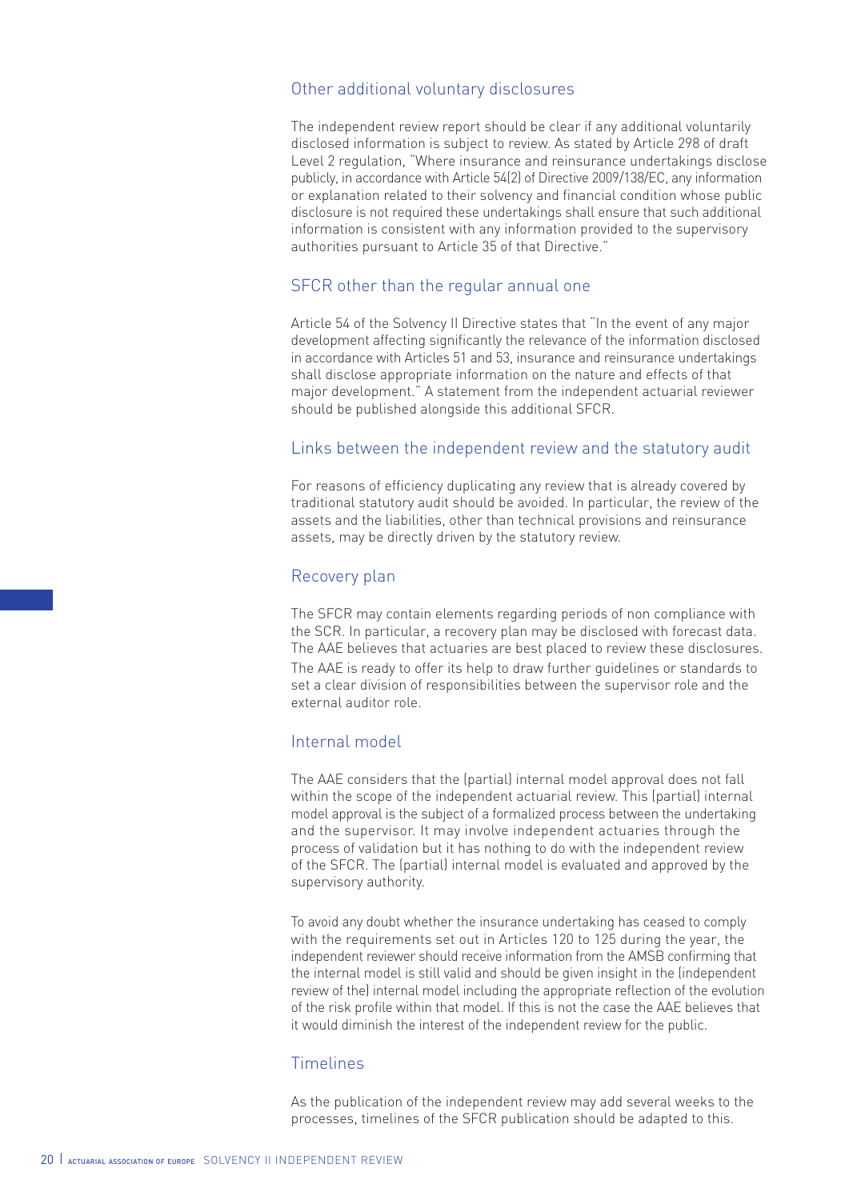## Other additional voluntary disclosures

The independent review report should be clear if any additional voluntarily disclosed information is subject to review. As stated by Article 298 of draft Level 2 regulation, "Where insurance and reinsurance undertakings disclose publicly, in accordance with Article 54(2) of Directive 2009/138/EC, any information or explanation related to their solvency and financial condition whose public disclosure is not required these undertakings shall ensure that such additional information is consistent with any information provided to the supervisory authorities pursuant to Article 35 of that Directive."

## SFCR other than the regular annual one

Article 54 of the Solvency II Directive states that "In the event of any major development affecting significantly the relevance of the information disclosed in accordance with Articles 51 and 53, insurance and reinsurance undertakings shall disclose appropriate information on the nature and effects of that major development." A statement from the independent actuarial reviewer should be published alongside this additional SFCR.

## Links between the independent review and the statutory audit

For reasons of efficiency duplicating any review that is already covered by traditional statutory audit should be avoided. In particular, the review of the assets and the liabilities, other than technical provisions and reinsurance assets, may be directly driven by the statutory review.

## Recovery plan

The SFCR may contain elements regarding periods of non compliance with the SCR. In particular, a recovery plan may be disclosed with forecast data. The AAE believes that actuaries are best placed to review these disclosures. The AAE is ready to offer its help to draw further guidelines or standards to set a clear division of responsibilities between the supervisor role and the external auditor role.

## Internal model

The AAE considers that the (partial) internal model approval does not fall within the scope of the independent actuarial review. This (partial) internal model approval is the subject of a formalized process between the undertaking and the supervisor. It may involve independent actuaries through the process of validation but it has nothing to do with the independent review of the SFCR. The (partial) internal model is evaluated and approved by the supervisory authority.

To avoid any doubt whether the insurance undertaking has ceased to comply with the requirements set out in Articles 120 to 125 during the year, the independent reviewer should receive information from the AMSB confirming that the internal model is still valid and should be given insight in the (independent review of the) internal model including the appropriate reflection of the evolution of the risk profile within that model. If this is not the case the AAE believes that it would diminish the interest of the independent review for the public.

## Timelines

As the publication of the independent review may add several weeks to the processes, timelines of the SFCR publication should be adapted to this.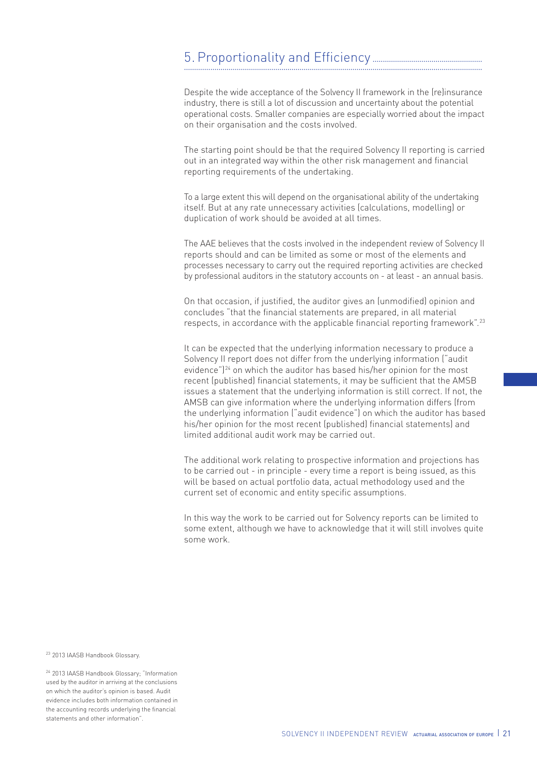# 5. Proportionality and Efficiency

Despite the wide acceptance of the Solvency II framework in the (re)insurance industry, there is still a lot of discussion and uncertainty about the potential operational costs. Smaller companies are especially worried about the impact on their organisation and the costs involved.

The starting point should be that the required Solvency II reporting is carried out in an integrated way within the other risk management and financial reporting requirements of the undertaking.

To a large extent this will depend on the organisational ability of the undertaking itself. But at any rate unnecessary activities (calculations, modelling) or duplication of work should be avoided at all times.

The AAE believes that the costs involved in the independent review of Solvency II reports should and can be limited as some or most of the elements and processes necessary to carry out the required reporting activities are checked by professional auditors in the statutory accounts on - at least - an annual basis.

On that occasion, if justified, the auditor gives an (unmodified) opinion and concludes "that the financial statements are prepared, in all material respects, in accordance with the applicable financial reporting framework".[23]

It can be expected that the underlying information necessary to produce a Solvency II report does not differ from the underlying information ("audit evidence")[24] on which the auditor has based his/her opinion for the most recent (published) financial statements, it may be sufficient that the AMSB issues a statement that the underlying information is still correct. If not, the AMSB can give information where the underlying information differs (from the underlying information ("audit evidence") on which the auditor has based his/her opinion for the most recent (published) financial statements) and limited additional audit work may be carried out.

The additional work relating to prospective information and projections has to be carried out - in principle - every time a report is being issued, as this will be based on actual portfolio data, actual methodology used and the current set of economic and entity specific assumptions.

In this way the work to be carried out for Solvency reports can be limited to some extent, although we have to acknowledge that it will still involves quite some work.

[23] 2013 IAASB Handbook Glossary.

[24] 2013 IAASB Handbook Glossary; "Information used by the auditor in arriving at the conclusions on which the auditor's opinion is based. Audit evidence includes both information contained in the accounting records underlying the financial statements and other information".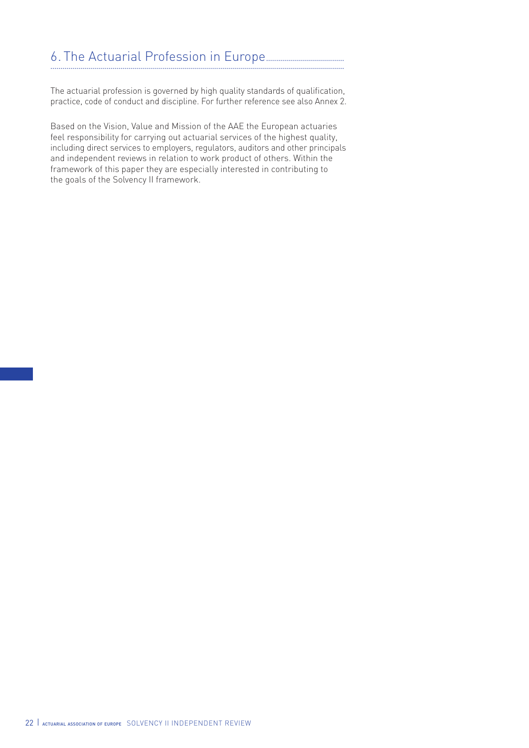# 6. The Actuarial Profession in Europe

The actuarial profession is governed by high quality standards of qualification, practice, code of conduct and discipline. For further reference see also Annex 2.

Based on the Vision, Value and Mission of the AAE the European actuaries feel responsibility for carrying out actuarial services of the highest quality, including direct services to employers, regulators, auditors and other principals and independent reviews in relation to work product of others. Within the framework of this paper they are especially interested in contributing to the goals of the Solvency II framework.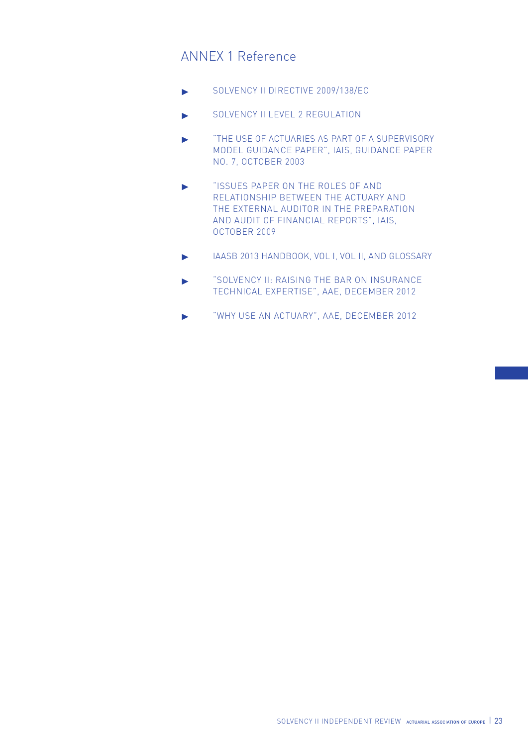## ANNEX 1 Reference

- SOLVENCY II DIRECTIVE 2009/138/EC
- SOLVENCY II LEVEL 2 REGULATION
- "THE USE OF ACTUARIES AS PART OF A SUPERVISORY MODEL GUIDANCE PAPER", IAIS, GUIDANCE PAPER NO. 7, OCTOBER 2003
- "ISSUES PAPER ON THE ROLES OF AND RELATIONSHIP BETWEEN THE ACTUARY AND THE EXTERNAL AUDITOR IN THE PREPARATION AND AUDIT OF FINANCIAL REPORTS", IAIS, OCTOBER 2009
- IAASB 2013 HANDBOOK, VOL I, VOL II, AND GLOSSARY
- "SOLVENCY II: RAISING THE BAR ON INSURANCE TECHNICAL EXPERTISE", AAE, DECEMBER 2012
- "WHY USE AN ACTUARY", AAE, DECEMBER 2012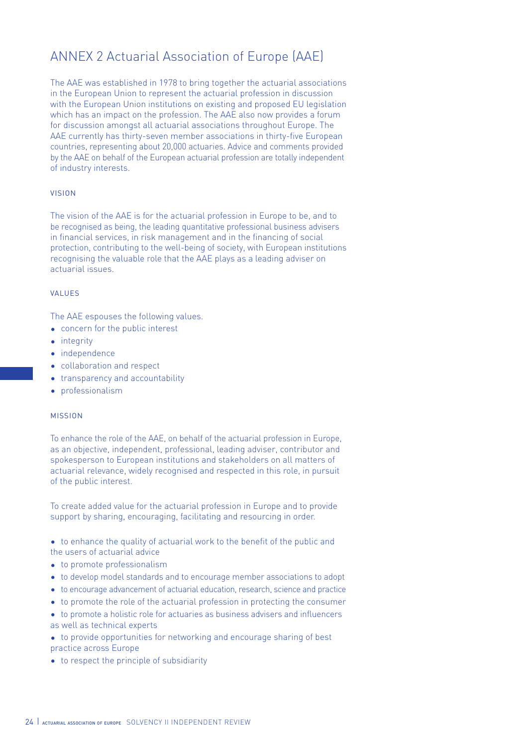# ANNEX 2 Actuarial Association of Europe (AAE)

The AAE was established in 1978 to bring together the actuarial associations in the European Union to represent the actuarial profession in discussion with the European Union institutions on existing and proposed EU legislation which has an impact on the profession. The AAE also now provides a forum for discussion amongst all actuarial associations throughout Europe. The AAE currently has thirty-seven member associations in thirty-five European countries, representing about 20,000 actuaries. Advice and comments provided by the AAE on behalf of the European actuarial profession are totally independent of industry interests.

## VISION

The vision of the AAE is for the actuarial profession in Europe to be, and to be recognised as being, the leading quantitative professional business advisers in financial services, in risk management and in the financing of social protection, contributing to the well-being of society, with European institutions recognising the valuable role that the AAE plays as a leading adviser on actuarial issues.

## VALUES

The AAE espouses the following values.

- concern for the public interest
- integrity
- independence
- collaboration and respect
- transparency and accountability
- professionalism

## MISSION

To enhance the role of the AAE, on behalf of the actuarial profession in Europe, as an objective, independent, professional, leading adviser, contributor and spokesperson to European institutions and stakeholders on all matters of actuarial relevance, widely recognised and respected in this role, in pursuit of the public interest.

To create added value for the actuarial profession in Europe and to provide support by sharing, encouraging, facilitating and resourcing in order.

- to enhance the quality of actuarial work to the benefit of the public and the users of actuarial advice
- to promote professionalism
- to develop model standards and to encourage member associations to adopt
- to encourage advancement of actuarial education, research, science and practice
- to promote the role of the actuarial profession in protecting the consumer
- to promote a holistic role for actuaries as business advisers and influencers as well as technical experts
- to provide opportunities for networking and encourage sharing of best practice across Europe
- to respect the principle of subsidiarity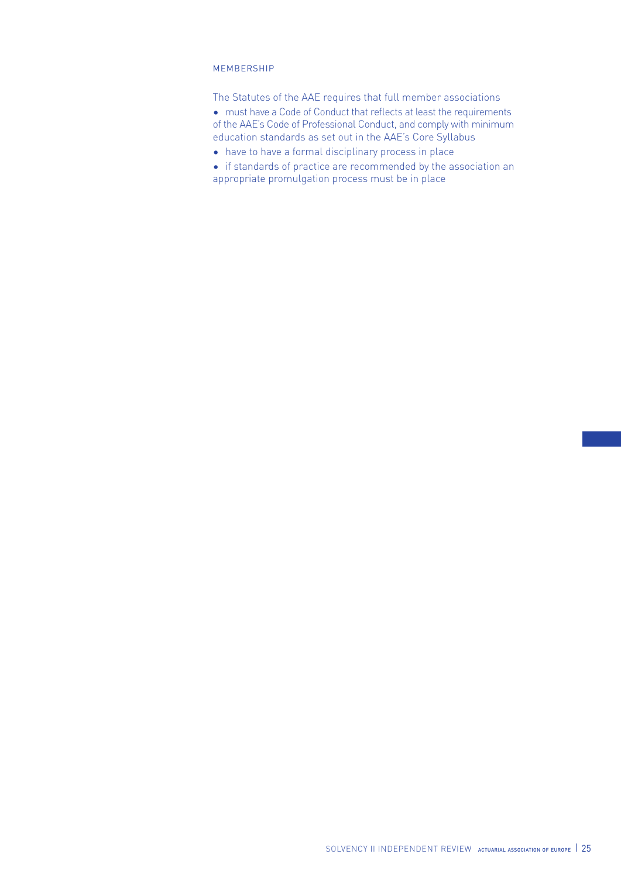## MEMBERSHIP

The Statutes of the AAE requires that full member associations

- must have a Code of Conduct that reflects at least the requirements of the AAE's Code of Professional Conduct, and comply with minimum education standards as set out in the AAE's Core Syllabus
- have to have a formal disciplinary process in place
- if standards of practice are recommended by the association an appropriate promulgation process must be in place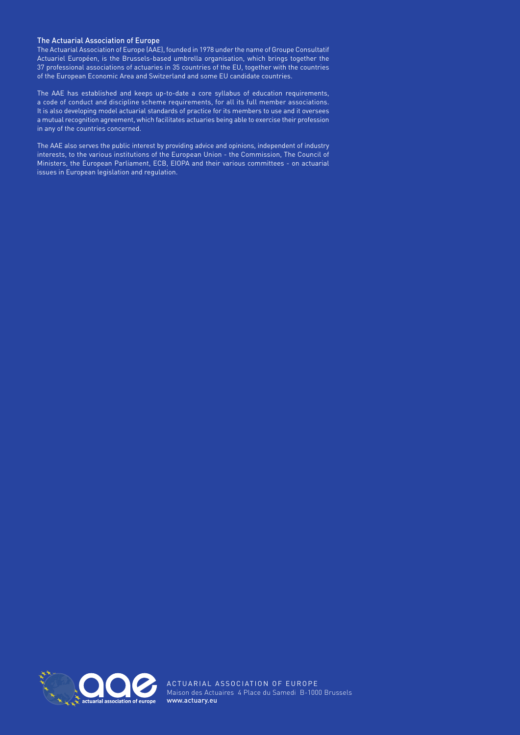## The Actuarial Association of Europe

The Actuarial Association of Europe (AAE), founded in 1978 under the name of Groupe Consultatif Actuariel Européen, is the Brussels-based umbrella organisation, which brings together the 37 professional associations of actuaries in 35 countries of the EU, together with the countries of the European Economic Area and Switzerland and some EU candidate countries.

The AAE has established and keeps up-to-date a core syllabus of education requirements, a code of conduct and discipline scheme requirements, for all its full member associations. It is also developing model actuarial standards of practice for its members to use and it oversees a mutual recognition agreement, which facilitates actuaries being able to exercise their profession in any of the countries concerned.

The AAE also serves the public interest by providing advice and opinions, independent of industry interests, to the various institutions of the European Union - the Commission, The Council of Ministers, the European Parliament, ECB, EIOPA and their various committees - on actuarial issues in European legislation and regulation.

aae actuarial association of europe

ACTUARIAL ASSOCIATION OF EUROPE
Maison des Actuaires 4 Place du Samedi B-1000 Brussels
www.actuary.eu